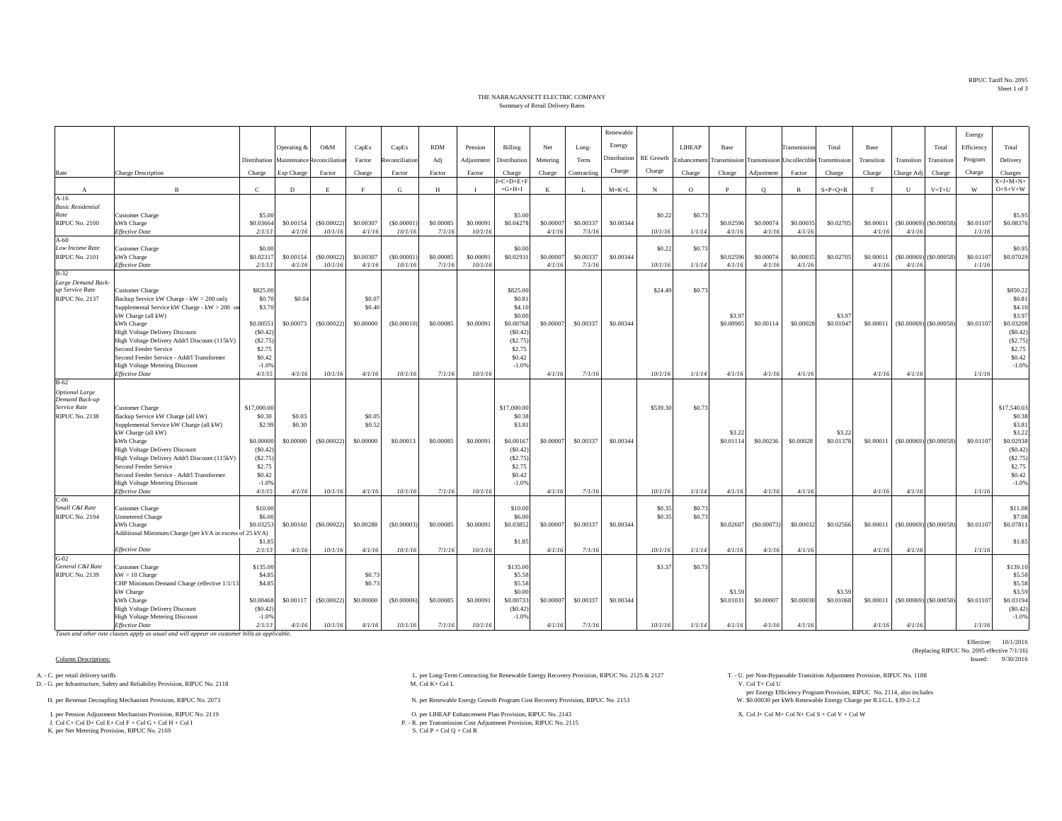RIPUC Tariff No. 2095
Sheet 1 of 3

# THE NARRAGANSETT ELECTRIC COMPANY

## Summary of Retail Delivery Rates

| Rate | Charge Description | Distribution Charge | Operating & Maintenance Exp Charge | O&M Reconciliation Factor | CapEx Factor Charge | CapEx Reconciliation Factor | RDM Adj Factor | Pension Adjustment Factor | Billing Distribution Charge | Net Metering Charge | Long-Term Contracting | Renewable Energy Distribution Charge | RE Growth Charge | LIHEAP Enhancement Charge | Base Transmission Charge | Transmission Adjustment | Transmission Uncollectible Factor | Total Transmission Charge | Base Transition Charge | Transition Charge Adj | Total Transition Charge | Energy Efficiency Program Charge | Total Delivery Charges |
|---|---|---|---|---|---|---|---|---|---|---|---|---|---|---|---|---|---|---|---|---|---|---|---|
| | | | | | | | | | J=C+D+E+F+G+H+I | | | | | | | | | | | | | | X=J+M+N+O+S+V+W |
| A | B | C | D | E | F | G | H | I | | K | L | M=K+L | N | O | P | Q | R | S=P+Q+R | T | U | V=T+U | W | |
| A-16 | | | | | | | | | | | | | | | | | | | | | | | |
| *Basic Residential Rate* | Customer Charge | $5.00 | | | | | | | $5.00 | | | | $0.22 | $0.73 | | | | | | | | | $5.95 |
| RIPUC No. 2100 | kWh Charge | $0.03664 | $0.00154 | ($0.00022) | $0.00307 | ($0.00001) | $0.00085 | $0.00091 | $0.04278 | $0.00007 | $0.00337 | $0.00344 | | | $0.02596 | $0.00074 | $0.00035 | $0.02705 | $0.00011 | ($0.00069) | ($0.00058) | $0.01107 | $0.08376 |
| | *Effective Date* | *2/1/13* | *4/1/16* | *10/1/16* | *4/1/16* | *10/1/16* | *7/1/16* | *10/1/16* | | *4/1/16* | *7/1/16* | | *10/1/16* | *1/1/14* | *4/1/16* | *4/1/16* | *4/1/16* | | *4/1/16* | *4/1/16* | | *1/1/16* | |
| A-60 | | | | | | | | | | | | | | | | | | | | | | | |
| *Low Income Rate* | Customer Charge | $0.00 | | | | | | | $0.00 | | | | $0.22 | $0.73 | | | | | | | | | $0.95 |
| RIPUC No. 2101 | kWh Charge | $0.02317 | $0.00154 | ($0.00022) | $0.00307 | ($0.00001) | $0.00085 | $0.00091 | $0.02931 | $0.00007 | $0.00337 | $0.00344 | | | $0.02596 | $0.00074 | $0.00035 | $0.02705 | $0.00011 | ($0.00069) | ($0.00058) | $0.01107 | $0.07029 |
| | *Effective Date* | *2/1/13* | *4/1/16* | *10/1/16* | *4/1/16* | *10/1/16* | *7/1/16* | *10/1/16* | | *4/1/16* | *7/1/16* | | *10/1/16* | *1/1/14* | *4/1/16* | *4/1/16* | *4/1/16* | | *4/1/16* | *4/1/16* | | *1/1/16* | |
| B-32 | | | | | | | | | | | | | | | | | | | | | | | |
| *Large Demand Back-up Service Rate* | Customer Charge | $825.00 | | | | | | | $825.00 | | | | $24.49 | $0.73 | | | | | | | | | $850.22 |
| RIPUC No. 2137 | Backup Service kW Charge - kW > 200 only | $0.70 | $0.04 | | $0.07 | | | | $0.81 | | | | | | | | | | | | | | $0.81 |
| | Supplemental Service kW Charge - kW > 200 on | $3.70 | | | $0.40 | | | | $4.10 | | | | | | | | | | | | | | $4.10 |
| | kW Charge (all kW) | | | | | | | | $0.00 | | | | | | $3.97 | | | $3.97 | | | | | $3.97 |
| | kWh Charge | $0.00551 | $0.00073 | ($0.00022) | $0.00000 | ($0.00010) | $0.00085 | $0.00091 | $0.00768 | $0.00007 | $0.00337 | $0.00344 | | | $0.00905 | $0.00114 | $0.00028 | $0.01047 | $0.00011 | ($0.00069) | ($0.00058) | $0.01107 | $0.03208 |
| | High Voltage Delivery Discount | ($0.42) | | | | | | | ($0.42) | | | | | | | | | | | | | | ($0.42) |
| | High Voltage Delivery Addt'l Discount (115kV) | ($2.75) | | | | | | | ($2.75) | | | | | | | | | | | | | | ($2.75) |
| | Second Feeder Service | $2.75 | | | | | | | $2.75 | | | | | | | | | | | | | | $2.75 |
| | Second Feeder Service - Addt'l Transformer | $0.42 | | | | | | | $0.42 | | | | | | | | | | | | | | $0.42 |
| | High Voltage Metering Discount | -1.0% | | | | | | | -1.0% | | | | | | | | | | | | | | -1.0% |
| | *Effective Date* | *4/1/15* | *4/1/16* | *10/1/16* | *4/1/16* | *10/1/16* | *7/1/16* | *10/1/16* | | *4/1/16* | *7/1/16* | | *10/1/16* | *1/1/14* | *4/1/16* | *4/1/16* | *4/1/16* | | *4/1/16* | *4/1/16* | | *1/1/16* | |
| B-62 | | | | | | | | | | | | | | | | | | | | | | | |
| *Optional Large Demand Back-up Service Rate* | Customer Charge | $17,000.00 | | | | | | | $17,000.00 | | | | $539.30 | $0.73 | | | | | | | | | $17,540.03 |
| RIPUC No. 2138 | Backup Service kW Charge (all kW) | $0.30 | $0.03 | | $0.05 | | | | $0.38 | | | | | | | | | | | | | | $0.38 |
| | Supplemental Service kW Charge (all kW) | $2.99 | $0.30 | | $0.52 | | | | $3.81 | | | | | | | | | | | | | | $3.81 |
| | kW Charge (all kW) | | | | | | | | | | | | | | $3.22 | | | $3.22 | | | | | $3.22 |
| | kWh Charge | $0.00000 | $0.00000 | ($0.00022) | $0.00000 | $0.00013 | $0.00085 | $0.00091 | $0.00167 | $0.00007 | $0.00337 | $0.00344 | | | $0.01114 | $0.00236 | $0.00028 | $0.01378 | $0.00011 | ($0.00069) | ($0.00058) | $0.01107 | $0.02938 |
| | High Voltage Delivery Discount | ($0.42) | | | | | | | ($0.42) | | | | | | | | | | | | | | ($0.42) |
| | High Voltage Delivery Addt'l Discount (115kV) | ($2.75) | | | | | | | ($2.75) | | | | | | | | | | | | | | ($2.75) |
| | Second Feeder Service | $2.75 | | | | | | | $2.75 | | | | | | | | | | | | | | $2.75 |
| | Second Feeder Service - Addt'l Transformer | $0.42 | | | | | | | $0.42 | | | | | | | | | | | | | | $0.42 |
| | High Voltage Metering Discount | -1.0% | | | | | | | -1.0% | | | | | | | | | | | | | | -1.0% |
| | *Effective Date* | *4/1/15* | *4/1/16* | *10/1/16* | *4/1/16* | *10/1/16* | *7/1/16* | *10/1/16* | | *4/1/16* | *7/1/16* | | *10/1/16* | *1/1/14* | *4/1/16* | *4/1/16* | *4/1/16* | | *4/1/16* | *4/1/16* | | *1/1/16* | |
| C-06 | | | | | | | | | | | | | | | | | | | | | | | |
| *Small C&I Rate* | Customer Charge | $10.00 | | | | | | | $10.00 | | | | $0.35 | $0.73 | | | | | | | | | $11.08 |
| RIPUC No. 2104 | Unmetered Charge | $6.00 | | | | | | | $6.00 | | | | $0.35 | $0.73 | | | | | | | | | $7.08 |
| | kWh Charge | $0.03253 | $0.00160 | ($0.00022) | $0.00288 | ($0.00003) | $0.00085 | $0.00091 | $0.03852 | $0.00007 | $0.00337 | $0.00344 | | | $0.02607 | ($0.00073) | $0.00032 | $0.02566 | $0.00011 | ($0.00069) | ($0.00058) | $0.01107 | $0.07811 |
| | Additional Minimum Charge (per kVA in excess of 25 kVA) | $1.85 | | | | | | | $1.85 | | | | | | | | | | | | | | $1.85 |
| | *Effective Date* | *2/1/13* | *4/1/16* | *10/1/16* | *4/1/16* | *10/1/16* | *7/1/16* | *10/1/16* | | *4/1/16* | *7/1/16* | | *10/1/16* | *1/1/14* | *4/1/16* | *4/1/16* | *4/1/16* | | *4/1/16* | *4/1/16* | | *1/1/16* | |
| G-02 | | | | | | | | | | | | | | | | | | | | | | | |
| *General C&I Rate* | Customer Charge | $135.00 | | | | | | | $135.00 | | | | $3.37 | $0.73 | | | | | | | | | $139.10 |
| RIPUC No. 2139 | kW > 10 Charge | $4.85 | | | $0.73 | | | | $5.58 | | | | | | | | | | | | | | $5.58 |
| | CHP Minimum Demand Charge (effective 1/1/13 | $4.85 | | | $0.73 | | | | $5.58 | | | | | | | | | | | | | | $5.58 |
| | kW Charge | | | | | | | | $0.00 | | | | | | $3.59 | | | $3.59 | | | | | $3.59 |
| | kWh Charge | $0.00468 | $0.00117 | ($0.00022) | $0.00000 | ($0.00006) | $0.00085 | $0.00091 | $0.00733 | $0.00007 | $0.00337 | $0.00344 | | | $0.01031 | $0.00007 | $0.00030 | $0.01068 | $0.00011 | ($0.00069) | ($0.00058) | $0.01107 | $0.03194 |
| | High Voltage Delivery Discount | ($0.42) | | | | | | | ($0.42) | | | | | | | | | | | | | | ($0.42) |
| | High Voltage Metering Discount | -1.0% | | | | | | | -1.0% | | | | | | | | | | | | | | -1.0% |
| | *Effective Date* | *2/1/13* | *4/1/16* | *10/1/16* | *4/1/16* | *10/1/16* | *7/1/16* | *10/1/16* | | *4/1/16* | *7/1/16* | | *10/1/16* | *1/1/14* | *4/1/16* | *4/1/16* | *4/1/16* | | *4/1/16* | *4/1/16* | | *1/1/16* | |

*Taxes and other rate clauses apply as usual and will appear on customer bills as applicable.*

Effective: 10/1/2016
(Replacing RIPUC No. 2095 effective 7/1/16)
Issued: 9/30/2016

Column Descriptions:

A. - C. per retail delivery tariffs
D. - G. per Infrastructure, Safety and Reliability Provision, RIPUC No. 2118
H. per Revenue Decoupling Mechanism Provision, RIPUC No. 2073
I. per Pension Adjustment Mechanism Provision, RIPUC No. 2119
J. Col C+ Col D+ Col E+ Col F + Col G + Col H + Col I
K. per Net Metering Provision, RIPUC No. 2169
L. per Long-Term Contracting for Renewable Energy Recovery Provision, RIPUC No. 2125 & 2127
M. Col K+ Col L
N. per Renewable Energy Growth Program Cost Recovery Provision, RIPUC No. 2153
O. per LIHEAP Enhancement Plan Provision, RIPUC No. 2143
P. - R. per Transmission Cost Adjustment Provision, RIPUC No. 2115
S. Col P + Col Q + Col R
T. - U. per Non-Bypassable Transition Adjustment Provision, RIPUC No. 1188
V. Col T+ Col U
W. per Energy Efficiency Program Provision, RIPUC No. 2114, also includes $0.00030 per kWh Renewable Energy Charge per R.I.G.L. §39-2-1.2
X. Col J+ Col M+ Col N+ Col S + Col V + Col W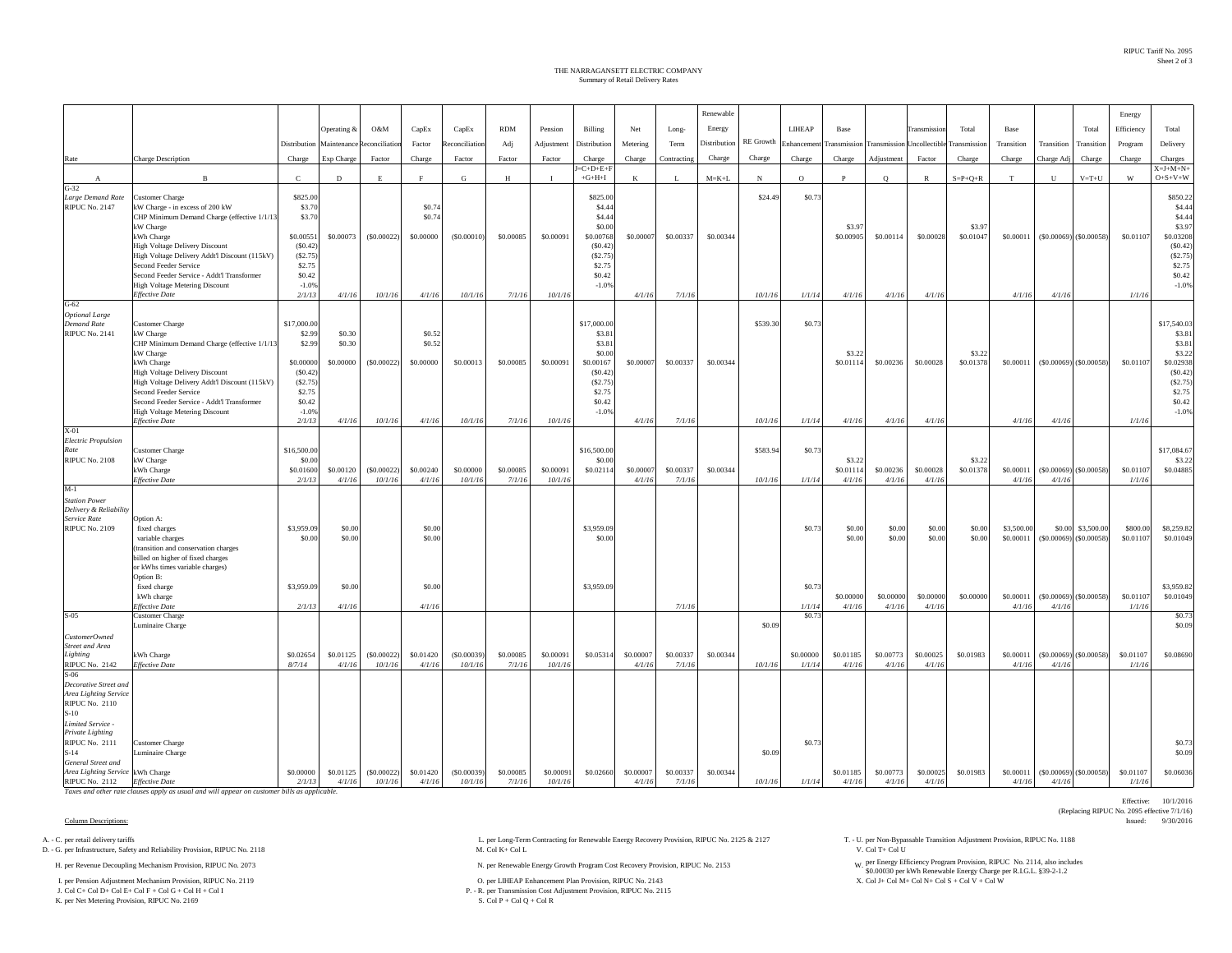THE NARRAGANSETT ELECTRIC COMPANY
Summary of Retail Delivery Rates

| Rate | Charge Description | Distribution Charge | Operating & Maintenance Exp Charge | O&M Reconciliation Factor | CapEx Factor Charge | CapEx Reconciliation Factor | RDM Adj Factor | Pension Adjustment Factor | Billing Distribution Charge | Net Metering Charge | Long-Term Contracting | Renewable Energy Distribution Charge | RE Growth Charge | LIHEAP Enhancement Charge | Base Transmission Charge | Transmission Adjustment | Transmission Uncollectible Factor | Total Transmission Charge | Base Transition Charge | Transition Charge Adj | Total Transition Charge | Energy Efficiency Program Charge | Total Delivery Charges |
|---|---|---|---|---|---|---|---|---|---|---|---|---|---|---|---|---|---|---|---|---|---|---|---|
| | | | | | | | | | J=C+D+E+F+G+H+I | | | | | | | | | | | | | | X=J+M+N+O+S+V+W |
| A | B | C | D | E | F | G | H | I | | K | L | M=K+L | N | O | P | Q | R | S=P+Q+R | T | U | V=T+U | W | |
| G-32 | | | | | | | | | | | | | | | | | | | | | | | |
| *Large Demand Rate* | Customer Charge | $825.00 | | | | | | | $825.00 | | | | $24.49 | $0.73 | | | | | | | | | $850.22 |
| RIPUC No. 2147 | kW Charge - in excess of 200 kW | $3.70 | | | $0.74 | | | | $4.44 | | | | | | | | | | | | | | $4.44 |
| | CHP Minimum Demand Charge (effective 1/1/13 | $3.70 | | | $0.74 | | | | $4.44 | | | | | | | | | | | | | | $4.44 |
| | kW Charge | | | | | | | | $0.00 | | | | | | $3.97 | | | $3.97 | | | | | $3.97 |
| | kWh Charge | $0.00551 | $0.00073 | ($0.00022) | $0.00000 | ($0.00010) | $0.00085 | $0.00091 | $0.00768 | $0.00007 | $0.00337 | $0.00344 | | | $0.00905 | $0.00114 | $0.00028 | $0.01047 | $0.00011 | ($0.00069) | ($0.00058) | $0.01107 | $0.03208 |
| | High Voltage Delivery Discount | ($0.42) | | | | | | | ($0.42) | | | | | | | | | | | | | | ($0.42) |
| | High Voltage Delivery Addt'l Discount (115kV) | ($2.75) | | | | | | | ($2.75) | | | | | | | | | | | | | | ($2.75) |
| | Second Feeder Service | $2.75 | | | | | | | $2.75 | | | | | | | | | | | | | | $2.75 |
| | Second Feeder Service - Addt'l Transformer | $0.42 | | | | | | | $0.42 | | | | | | | | | | | | | | $0.42 |
| | High Voltage Metering Discount | -1.0% | | | | | | | -1.0% | | | | | | | | | | | | | | -1.0% |
| | *Effective Date* | *2/1/13* | *4/1/16* | *10/1/16* | *4/1/16* | *10/1/16* | *7/1/16* | *10/1/16* | | *4/1/16* | *7/1/16* | | *10/1/16* | *1/1/14* | *4/1/16* | *4/1/16* | *4/1/16* | | *4/1/16* | *4/1/16* | | *1/1/16* | |
| G-62 | | | | | | | | | | | | | | | | | | | | | | | |
| *Optional Large Demand Rate* | Customer Charge | $17,000.00 | | | | | | | $17,000.00 | | | | $539.30 | $0.73 | | | | | | | | | $17,540.03 |
| RIPUC No. 2141 | kW Charge | $2.99 | $0.30 | | $0.52 | | | | $3.81 | | | | | | | | | | | | | | $3.81 |
| | CHP Minimum Demand Charge (effective 1/1/13 | $2.99 | $0.30 | | $0.52 | | | | $3.81 | | | | | | | | | | | | | | $3.81 |
| | kW Charge | | | | | | | | $0.00 | | | | | | $3.22 | | | $3.22 | | | | | $3.22 |
| | kWh Charge | $0.00000 | $0.00000 | ($0.00022) | $0.00000 | $0.00013 | $0.00085 | $0.00091 | $0.00167 | $0.00007 | $0.00337 | $0.00344 | | | $0.01114 | $0.00236 | $0.00028 | $0.01378 | $0.00011 | ($0.00069) | ($0.00058) | $0.01107 | $0.02938 |
| | High Voltage Delivery Discount | ($0.42) | | | | | | | ($0.42) | | | | | | | | | | | | | | ($0.42) |
| | High Voltage Delivery Addt'l Discount (115kV) | ($2.75) | | | | | | | ($2.75) | | | | | | | | | | | | | | ($2.75) |
| | Second Feeder Service | $2.75 | | | | | | | $2.75 | | | | | | | | | | | | | | $2.75 |
| | Second Feeder Service - Addt'l Transformer | $0.42 | | | | | | | $0.42 | | | | | | | | | | | | | | $0.42 |
| | High Voltage Metering Discount | -1.0% | | | | | | | -1.0% | | | | | | | | | | | | | | -1.0% |
| | *Effective Date* | *2/1/13* | *4/1/16* | *10/1/16* | *4/1/16* | *10/1/16* | *7/1/16* | *10/1/16* | | *4/1/16* | *7/1/16* | | *10/1/16* | *1/1/14* | *4/1/16* | *4/1/16* | *4/1/16* | | *4/1/16* | *4/1/16* | | *1/1/16* | |
| X-01 | | | | | | | | | | | | | | | | | | | | | | | |
| *Electric Propulsion Rate* | Customer Charge | $16,500.00 | | | | | | | $16,500.00 | | | | $583.94 | $0.73 | | | | | | | | | $17,084.67 |
| RIPUC No. 2108 | kW Charge | $0.00 | | | | | | | $0.00 | | | | | | $3.22 | | | $3.22 | | | | | $3.22 |
| | kWh Charge | $0.01600 | $0.00120 | ($0.00022) | $0.00240 | $0.00000 | $0.00085 | $0.00091 | $0.02114 | $0.00007 | $0.00337 | $0.00344 | | | $0.01114 | $0.00236 | $0.00028 | $0.01378 | $0.00011 | ($0.00069) | ($0.00058) | $0.01107 | $0.04885 |
| | *Effective Date* | *2/1/13* | *4/1/16* | *10/1/16* | *4/1/16* | *10/1/16* | *7/1/16* | *10/1/16* | | *4/1/16* | *7/1/16* | | *10/1/16* | *1/1/14* | *4/1/16* | *4/1/16* | *4/1/16* | | *4/1/16* | *4/1/16* | | *1/1/16* | |
| M-1 | | | | | | | | | | | | | | | | | | | | | | | |
| *Station Power Delivery & Reliability Service Rate* | Option A: | | | | | | | | | | | | | | | | | | | | | | |
| RIPUC No. 2109 | fixed charges | $3,959.09 | $0.00 | | $0.00 | | | | $3,959.09 | | | | | $0.73 | $0.00 | $0.00 | $0.00 | $0.00 | $3,500.00 | $0.00 | $3,500.00 | $800.00 | $8,259.82 |
| | variable charges | $0.00 | $0.00 | | $0.00 | | | | $0.00 | | | | | | $0.00 | $0.00 | $0.00 | $0.00 | $0.00011 | ($0.00069) | ($0.00058) | $0.01107 | $0.01049 |
| | (transition and conservation charges billed on higher of fixed charges or kWhs times variable charges) | | | | | | | | | | | | | | | | | | | | | | |
| | Option B: | | | | | | | | | | | | | | | | | | | | | | |
| | fixed charges | $3,959.09 | $0.00 | | $0.00 | | | | $3,959.09 | | | | | $0.73 | | | | | | | | | $3,959.82 |
| | kWh charge | | | | | | | | | | | | | | $0.00000 | $0.00000 | $0.00000 | $0.00000 | $0.00011 | ($0.00069) | ($0.00058) | $0.01107 | $0.01049 |
| | *Effective Date* | *2/1/13* | *4/1/16* | | *4/1/16* | | | | | | *7/1/16* | | | *1/1/14* | *4/1/16* | *4/1/16* | *4/1/16* | | *4/1/16* | *4/1/16* | | *1/1/16* | |
| S-05 | Customer Charge | | | | | | | | | | | | | $0.73 | | | | | | | | | $0.73 |
| | Luminaire Charge | | | | | | | | | | | | $0.09 | | | | | | | | | | $0.09 |
| *CustomerOwned Street and Area Lighting* | kWh Charge | $0.02654 | $0.01125 | ($0.00022) | $0.01420 | ($0.00039) | $0.00085 | $0.00091 | $0.05314 | $0.00007 | $0.00337 | $0.00344 | | $0.00000 | $0.01185 | $0.00773 | $0.00025 | $0.01983 | $0.00011 | ($0.00069) | ($0.00058) | $0.01107 | $0.08690 |
| RIPUC No. 2142 | *Effective Date* | *8/7/14* | *4/1/16* | *10/1/16* | *4/1/16* | *10/1/16* | *7/1/16* | *10/1/16* | | *4/1/16* | *7/1/16* | | *10/1/16* | *1/1/14* | *4/1/16* | *4/1/16* | *4/1/16* | | *4/1/16* | *4/1/16* | | *1/1/16* | |
| S-06 *Decorative Street and Area Lighting Service* RIPUC No. 2110 | | | | | | | | | | | | | | | | | | | | | | | |
| S-10 *Limited Service - Private Lighting* RIPUC No. 2111 | Customer Charge | | | | | | | | | | | | | $0.73 | | | | | | | | | $0.73 |
| S-14 | Luminaire Charge | | | | | | | | | | | | $0.09 | | | | | | | | | | $0.09 |
| *General Street and Area Lighting Service* | kWh Charge | $0.00000 | $0.01125 | ($0.00022) | $0.01420 | ($0.00039) | $0.00085 | $0.00091 | $0.02660 | $0.00007 | $0.00337 | $0.00344 | | | $0.01185 | $0.00773 | $0.00025 | $0.01983 | $0.00011 | ($0.00069) | ($0.00058) | $0.01107 | $0.06036 |
| RIPUC No. 2112 | *Effective Date* | *2/1/13* | *4/1/16* | *10/1/16* | *4/1/16* | *10/1/16* | *7/1/16* | *10/1/16* | | *4/1/16* | *7/1/16* | | *10/1/16* | *1/1/14* | *4/1/16* | *4/1/16* | *4/1/16* | | *4/1/16* | *4/1/16* | | *1/1/16* | |

*Taxes and other rate clauses apply as usual and will appear on customer bills as applicable.*

Effective: 10/1/2016
(Replacing RIPUC No. 2095 effective 7/1/16)
Issued: 9/30/2016

Column Descriptions:

A. - C. per retail delivery tariffs
D. - G. per Infrastructure, Safety and Reliability Provision, RIPUC No. 2118
H. per Revenue Decoupling Mechanism Provision, RIPUC No. 2073
I. per Pension Adjustment Mechanism Provision, RIPUC No. 2119
J. Col C+ Col D+ Col E+ Col F + Col G + Col H + Col I
K. per Net Metering Provision, RIPUC No. 2169
L. per Long-Term Contracting for Renewable Energy Recovery Provision, RIPUC No. 2125 & 2127
M. Col K+ Col L
N. per Renewable Energy Growth Program Cost Recovery Provision, RIPUC No. 2153
O. per LIHEAP Enhancement Plan Provision, RIPUC No. 2143
P. - R. per Transmission Cost Adjustment Provision, RIPUC No. 2115
S. Col P + Col Q + Col R
T. - U. per Non-Bypassable Transition Adjustment Provision, RIPUC No. 1188
V. Col T+ Col U
W. per Energy Efficiency Program Provision, RIPUC No. 2114, also includes $0.00030 per kWh Renewable Energy Charge per R.I.G.L. §39-2-1.2
X. Col J+ Col M+ Col N+ Col S + Col V + Col W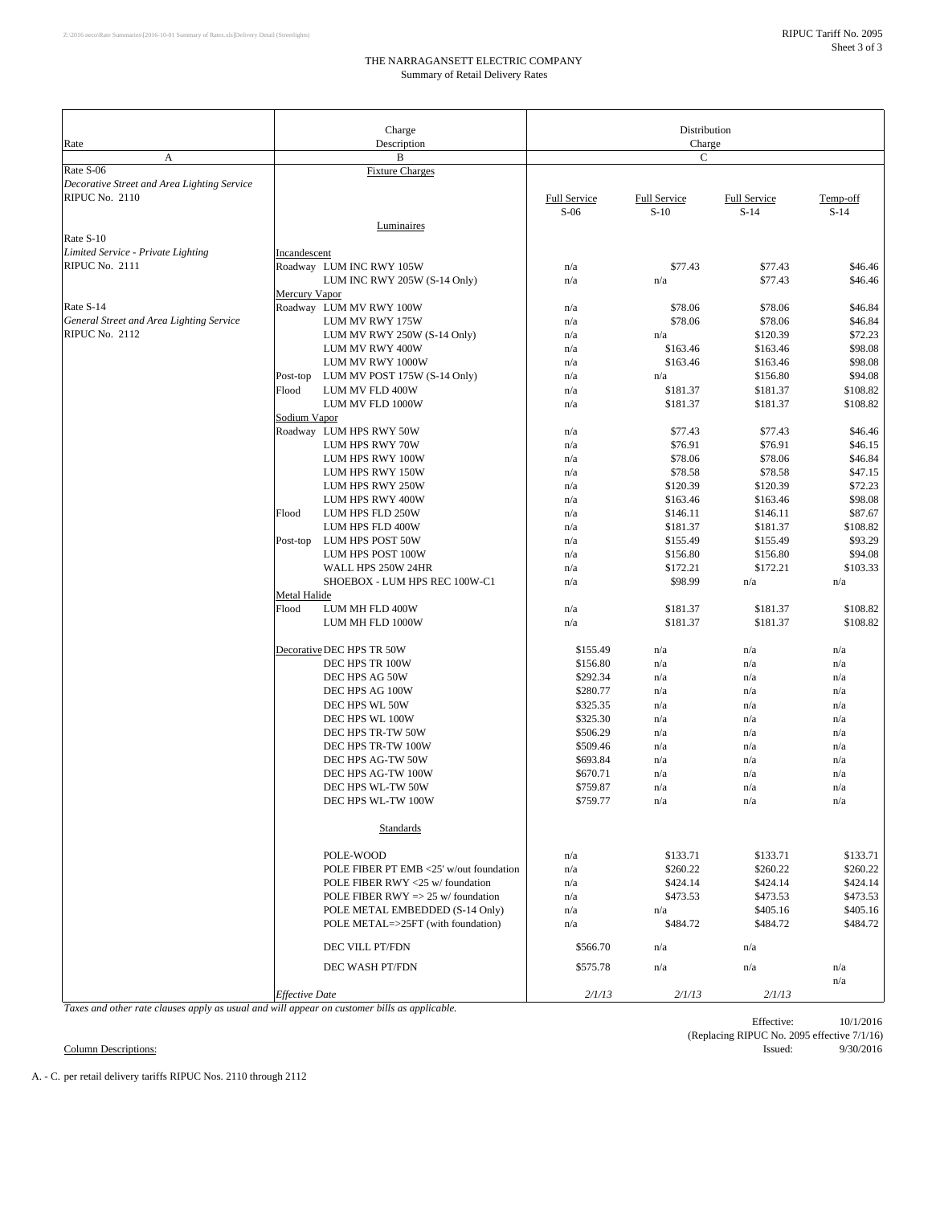THE NARRAGANSETT ELECTRIC COMPANY
Summary of Retail Delivery Rates

| Rate | Charge Description | Distribution Charge | | | |
|---|---|---|---|---|---|
| A | B | C | | | |
| Rate S-06 | Fixture Charges | | | | |
| *Decorative Street and Area Lighting Service* | | Full Service | Full Service | Full Service | Temp-off |
| RIPUC No. 2110 | | S-06 | S-10 | S-14 | S-14 |
| | Luminaires | | | | |
| Rate S-10 | | | | | |
| *Limited Service - Private Lighting* | Incandescent | | | | |
| RIPUC No. 2111 | Roadway LUM INC RWY 105W | n/a | $77.43 | $77.43 | $46.46 |
| | LUM INC RWY 205W (S-14 Only) | n/a | n/a | $77.43 | $46.46 |
| | Mercury Vapor | | | | |
| Rate S-14 | Roadway LUM MV RWY 100W | n/a | $78.06 | $78.06 | $46.84 |
| *General Street and Area Lighting Service* | LUM MV RWY 175W | n/a | $78.06 | $78.06 | $46.84 |
| RIPUC No. 2112 | LUM MV RWY 250W (S-14 Only) | n/a | n/a | $120.39 | $72.23 |
| | LUM MV RWY 400W | n/a | $163.46 | $163.46 | $98.08 |
| | LUM MV RWY 1000W | n/a | $163.46 | $163.46 | $98.08 |
| | Post-top LUM MV POST 175W (S-14 Only) | n/a | n/a | $156.80 | $94.08 |
| | Flood LUM MV FLD 400W | n/a | $181.37 | $181.37 | $108.82 |
| | LUM MV FLD 1000W | n/a | $181.37 | $181.37 | $108.82 |
| | Sodium Vapor | | | | |
| | Roadway LUM HPS RWY 50W | n/a | $77.43 | $77.43 | $46.46 |
| | LUM HPS RWY 70W | n/a | $76.91 | $76.91 | $46.15 |
| | LUM HPS RWY 100W | n/a | $78.06 | $78.06 | $46.84 |
| | LUM HPS RWY 150W | n/a | $78.58 | $78.58 | $47.15 |
| | LUM HPS RWY 250W | n/a | $120.39 | $120.39 | $72.23 |
| | LUM HPS RWY 400W | n/a | $163.46 | $163.46 | $98.08 |
| | Flood LUM HPS FLD 250W | n/a | $146.11 | $146.11 | $87.67 |
| | LUM HPS FLD 400W | n/a | $181.37 | $181.37 | $108.82 |
| | Post-top LUM HPS POST 50W | n/a | $155.49 | $155.49 | $93.29 |
| | LUM HPS POST 100W | n/a | $156.80 | $156.80 | $94.08 |
| | WALL HPS 250W 24HR | n/a | $172.21 | $172.21 | $103.33 |
| | SHOEBOX - LUM HPS REC 100W-C1 | n/a | $98.99 | n/a | n/a |
| | Metal Halide | | | | |
| | Flood LUM MH FLD 400W | n/a | $181.37 | $181.37 | $108.82 |
| | LUM MH FLD 1000W | n/a | $181.37 | $181.37 | $108.82 |
| | Decorative DEC HPS TR 50W | $155.49 | n/a | n/a | n/a |
| | DEC HPS TR 100W | $156.80 | n/a | n/a | n/a |
| | DEC HPS AG 50W | $292.34 | n/a | n/a | n/a |
| | DEC HPS AG 100W | $280.77 | n/a | n/a | n/a |
| | DEC HPS WL 50W | $325.35 | n/a | n/a | n/a |
| | DEC HPS WL 100W | $325.30 | n/a | n/a | n/a |
| | DEC HPS TR-TW 50W | $506.29 | n/a | n/a | n/a |
| | DEC HPS TR-TW 100W | $509.46 | n/a | n/a | n/a |
| | DEC HPS AG-TW 50W | $693.84 | n/a | n/a | n/a |
| | DEC HPS AG-TW 100W | $670.71 | n/a | n/a | n/a |
| | DEC HPS WL-TW 50W | $759.87 | n/a | n/a | n/a |
| | DEC HPS WL-TW 100W | $759.77 | n/a | n/a | n/a |
| | Standards | | | | |
| | POLE-WOOD | n/a | $133.71 | $133.71 | $133.71 |
| | POLE FIBER PT EMB <25' w/out foundation | n/a | $260.22 | $260.22 | $260.22 |
| | POLE FIBER RWY <25 w/ foundation | n/a | $424.14 | $424.14 | $424.14 |
| | POLE FIBER RWY => 25 w/ foundation | n/a | $473.53 | $473.53 | $473.53 |
| | POLE METAL EMBEDDED (S-14 Only) | n/a | n/a | $405.16 | $405.16 |
| | POLE METAL=>25FT (with foundation) | n/a | $484.72 | $484.72 | $484.72 |
| | DEC VILL PT/FDN | $566.70 | n/a | n/a | |
| | DEC WASH PT/FDN | $575.78 | n/a | n/a | n/a |
| | | | | | n/a |
| | *Effective Date* | *2/1/13* | *2/1/13* | *2/1/13* | |

*Taxes and other rate clauses apply as usual and will appear on customer bills as applicable.*

Effective: 10/1/2016
(Replacing RIPUC No. 2095 effective 7/1/16)
Issued: 9/30/2016

Column Descriptions:

A. - C. per retail delivery tariffs RIPUC Nos. 2110 through 2112